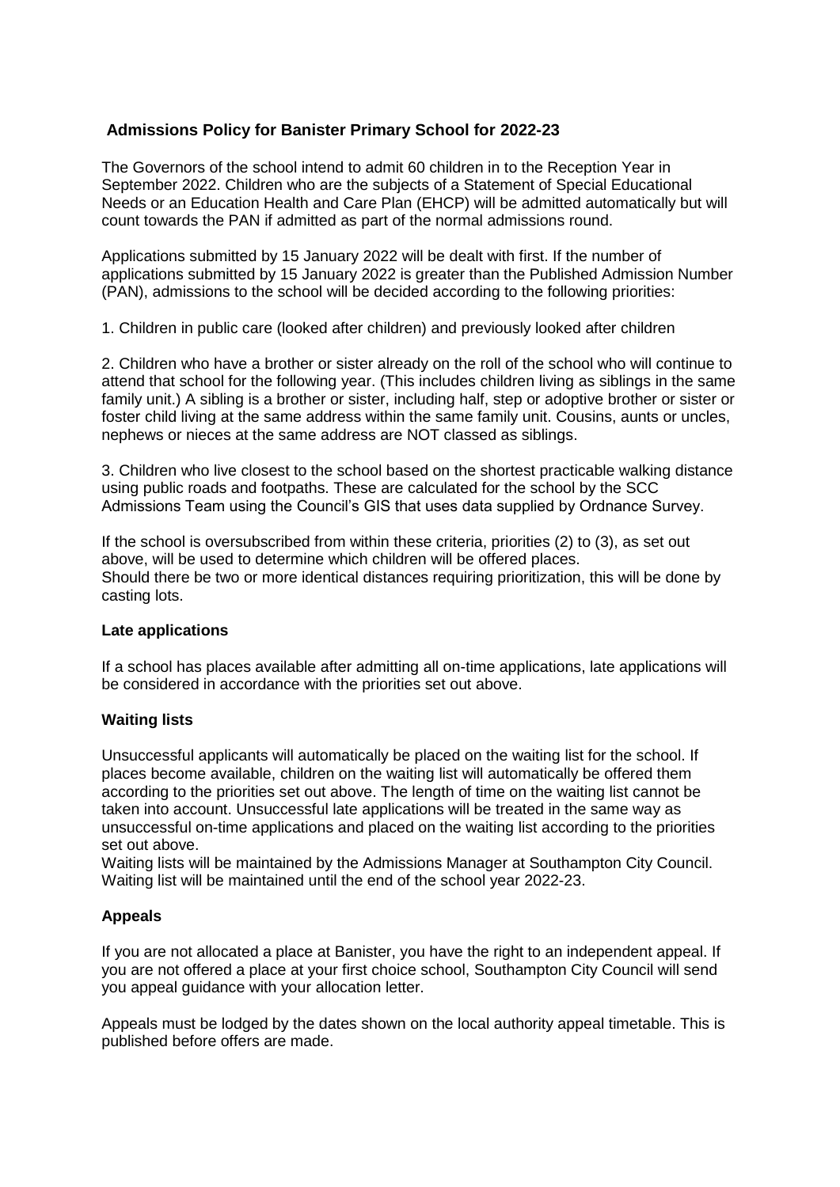# Admissions Policy for Banister Primary School for 2022-23

The Governors of the school intend to admit 60 children in to the Reception Year in September 2022. Children who are the subjects of a Statement of Special Educational Needs or an Education Health and Care Plan (EHCP) will be admitted automatically but will count towards the PAN if admitted as part of the normal admissions round.

Applications submitted by 15 January 2022 will be dealt with first. If the number of applications submitted by 15 January 2022 is greater than the Published Admission Number (PAN), admissions to the school will be decided according to the following priorities:

1. Children in public care (looked after children) and previously looked after children

2. Children who have a brother or sister already on the roll of the school who will continue to attend that school for the following year. (This includes children living as siblings in the same family unit.) A sibling is a brother or sister, including half, step or adoptive brother or sister or foster child living at the same address within the same family unit. Cousins, aunts or uncles, nephews or nieces at the same address are NOT classed as siblings.

3. Children who live closest to the school based on the shortest practicable walking distance using public roads and footpaths. These are calculated for the school by the SCC Admissions Team using the Council's GIS that uses data supplied by Ordnance Survey.

If the school is oversubscribed from within these criteria, priorities (2) to (3), as set out above, will be used to determine which children will be offered places.
Should there be two or more identical distances requiring prioritization, this will be done by casting lots.

### Late applications

If a school has places available after admitting all on-time applications, late applications will be considered in accordance with the priorities set out above.

### Waiting lists

Unsuccessful applicants will automatically be placed on the waiting list for the school. If places become available, children on the waiting list will automatically be offered them according to the priorities set out above. The length of time on the waiting list cannot be taken into account. Unsuccessful late applications will be treated in the same way as unsuccessful on-time applications and placed on the waiting list according to the priorities set out above.
Waiting lists will be maintained by the Admissions Manager at Southampton City Council.
Waiting list will be maintained until the end of the school year 2022-23.

### Appeals

If you are not allocated a place at Banister, you have the right to an independent appeal. If you are not offered a place at your first choice school, Southampton City Council will send you appeal guidance with your allocation letter.

Appeals must be lodged by the dates shown on the local authority appeal timetable. This is published before offers are made.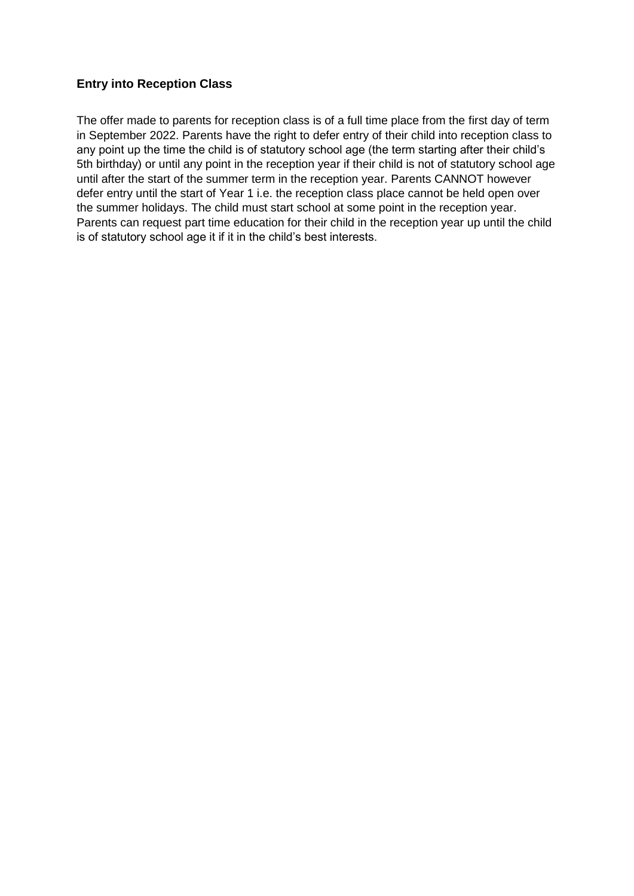## Entry into Reception Class

The offer made to parents for reception class is of a full time place from the first day of term in September 2022. Parents have the right to defer entry of their child into reception class to any point up the time the child is of statutory school age (the term starting after their child's 5th birthday) or until any point in the reception year if their child is not of statutory school age until after the start of the summer term in the reception year. Parents CANNOT however defer entry until the start of Year 1 i.e. the reception class place cannot be held open over the summer holidays. The child must start school at some point in the reception year. Parents can request part time education for their child in the reception year up until the child is of statutory school age it if it in the child's best interests.